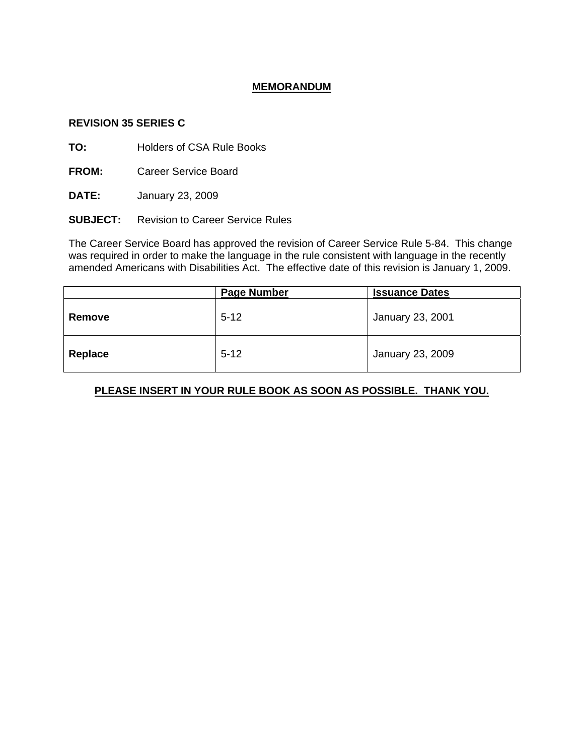# MEMORANDUM

**REVISION 35 SERIES C**

**TO:** Holders of CSA Rule Books

**FROM:** Career Service Board

**DATE:** January 23, 2009

**SUBJECT:** Revision to Career Service Rules

The Career Service Board has approved the revision of Career Service Rule 5-84. This change was required in order to make the language in the rule consistent with language in the recently amended Americans with Disabilities Act. The effective date of this revision is January 1, 2009.

| | Page Number | Issuance Dates |
|---|---|---|
| **Remove** | 5-12 | January 23, 2001 |
| **Replace** | 5-12 | January 23, 2009 |

**PLEASE INSERT IN YOUR RULE BOOK AS SOON AS POSSIBLE. THANK YOU.**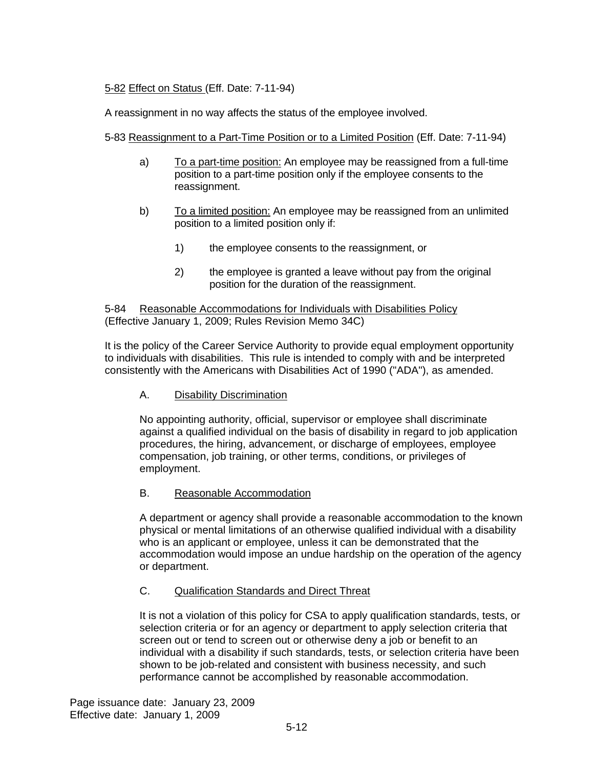5-82 Effect on Status (Eff. Date: 7-11-94)

A reassignment in no way affects the status of the employee involved.

5-83 Reassignment to a Part-Time Position or to a Limited Position (Eff. Date: 7-11-94)

a) To a part-time position: An employee may be reassigned from a full-time position to a part-time position only if the employee consents to the reassignment.

b) To a limited position: An employee may be reassigned from an unlimited position to a limited position only if:

  1) the employee consents to the reassignment, or

  2) the employee is granted a leave without pay from the original position for the duration of the reassignment.

5-84 Reasonable Accommodations for Individuals with Disabilities Policy (Effective January 1, 2009; Rules Revision Memo 34C)

It is the policy of the Career Service Authority to provide equal employment opportunity to individuals with disabilities. This rule is intended to comply with and be interpreted consistently with the Americans with Disabilities Act of 1990 ("ADA"), as amended.

A. Disability Discrimination

No appointing authority, official, supervisor or employee shall discriminate against a qualified individual on the basis of disability in regard to job application procedures, the hiring, advancement, or discharge of employees, employee compensation, job training, or other terms, conditions, or privileges of employment.

B. Reasonable Accommodation

A department or agency shall provide a reasonable accommodation to the known physical or mental limitations of an otherwise qualified individual with a disability who is an applicant or employee, unless it can be demonstrated that the accommodation would impose an undue hardship on the operation of the agency or department.

C. Qualification Standards and Direct Threat

It is not a violation of this policy for CSA to apply qualification standards, tests, or selection criteria or for an agency or department to apply selection criteria that screen out or tend to screen out or otherwise deny a job or benefit to an individual with a disability if such standards, tests, or selection criteria have been shown to be job-related and consistent with business necessity, and such performance cannot be accomplished by reasonable accommodation.

Page issuance date: January 23, 2009
Effective date: January 1, 2009